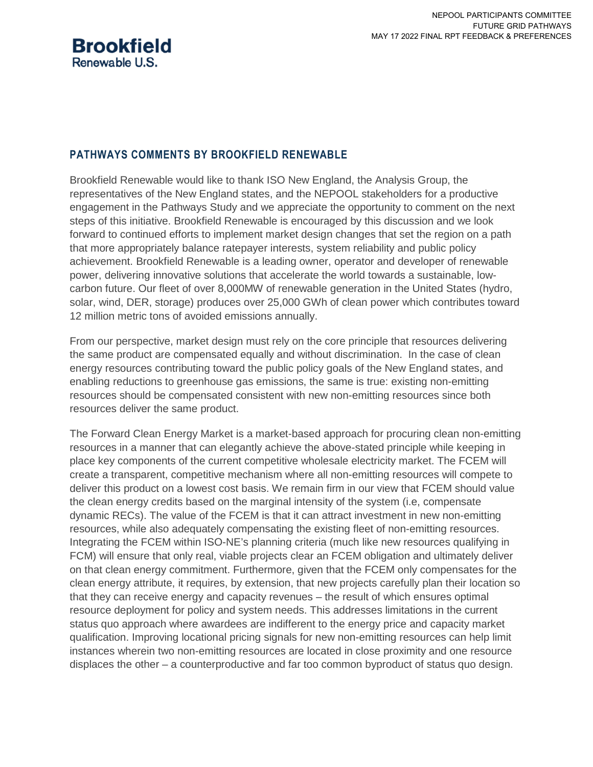# PATHWAYS COMMENTS BY BROOKFIELD RENEWABLE

Brookfield Renewable would like to thank ISO New England, the Analysis Group, the representatives of the New England states, and the NEPOOL stakeholders for a productive engagement in the Pathways Study and we appreciate the opportunity to comment on the next steps of this initiative. Brookfield Renewable is encouraged by this discussion and we look forward to continued efforts to implement market design changes that set the region on a path that more appropriately balance ratepayer interests, system reliability and public policy achievement. Brookfield Renewable is a leading owner, operator and developer of renewable power, delivering innovative solutions that accelerate the world towards a sustainable, low-carbon future. Our fleet of over 8,000MW of renewable generation in the United States (hydro, solar, wind, DER, storage) produces over 25,000 GWh of clean power which contributes toward 12 million metric tons of avoided emissions annually.

From our perspective, market design must rely on the core principle that resources delivering the same product are compensated equally and without discrimination. In the case of clean energy resources contributing toward the public policy goals of the New England states, and enabling reductions to greenhouse gas emissions, the same is true: existing non-emitting resources should be compensated consistent with new non-emitting resources since both resources deliver the same product.

The Forward Clean Energy Market is a market-based approach for procuring clean non-emitting resources in a manner that can elegantly achieve the above-stated principle while keeping in place key components of the current competitive wholesale electricity market. The FCEM will create a transparent, competitive mechanism where all non-emitting resources will compete to deliver this product on a lowest cost basis. We remain firm in our view that FCEM should value the clean energy credits based on the marginal intensity of the system (i.e, compensate dynamic RECs). The value of the FCEM is that it can attract investment in new non-emitting resources, while also adequately compensating the existing fleet of non-emitting resources. Integrating the FCEM within ISO-NE's planning criteria (much like new resources qualifying in FCM) will ensure that only real, viable projects clear an FCEM obligation and ultimately deliver on that clean energy commitment. Furthermore, given that the FCEM only compensates for the clean energy attribute, it requires, by extension, that new projects carefully plan their location so that they can receive energy and capacity revenues – the result of which ensures optimal resource deployment for policy and system needs. This addresses limitations in the current status quo approach where awardees are indifferent to the energy price and capacity market qualification. Improving locational pricing signals for new non-emitting resources can help limit instances wherein two non-emitting resources are located in close proximity and one resource displaces the other – a counterproductive and far too common byproduct of status quo design.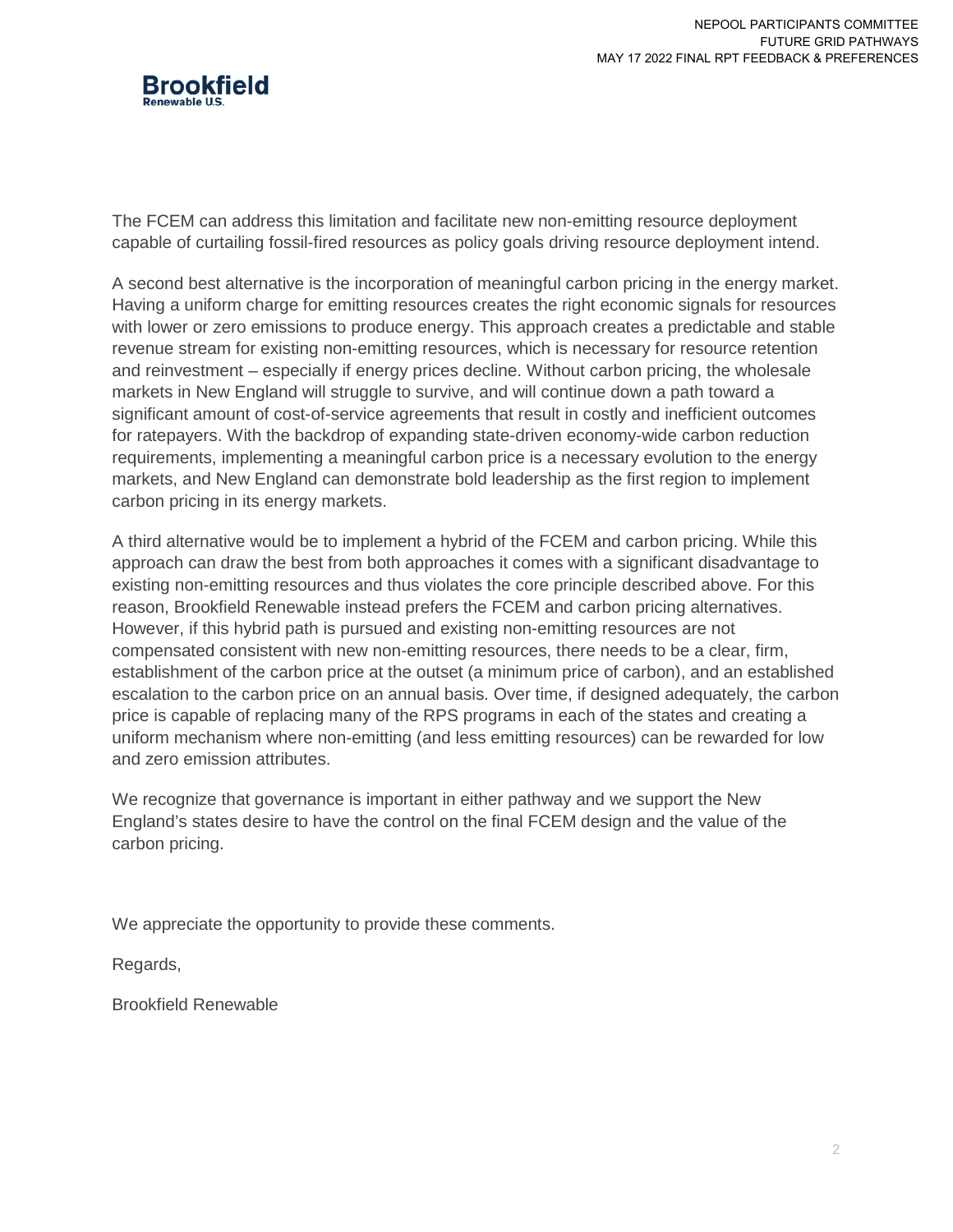The FCEM can address this limitation and facilitate new non-emitting resource deployment capable of curtailing fossil-fired resources as policy goals driving resource deployment intend.

A second best alternative is the incorporation of meaningful carbon pricing in the energy market. Having a uniform charge for emitting resources creates the right economic signals for resources with lower or zero emissions to produce energy. This approach creates a predictable and stable revenue stream for existing non-emitting resources, which is necessary for resource retention and reinvestment – especially if energy prices decline. Without carbon pricing, the wholesale markets in New England will struggle to survive, and will continue down a path toward a significant amount of cost-of-service agreements that result in costly and inefficient outcomes for ratepayers. With the backdrop of expanding state-driven economy-wide carbon reduction requirements, implementing a meaningful carbon price is a necessary evolution to the energy markets, and New England can demonstrate bold leadership as the first region to implement carbon pricing in its energy markets.

A third alternative would be to implement a hybrid of the FCEM and carbon pricing. While this approach can draw the best from both approaches it comes with a significant disadvantage to existing non-emitting resources and thus violates the core principle described above. For this reason, Brookfield Renewable instead prefers the FCEM and carbon pricing alternatives. However, if this hybrid path is pursued and existing non-emitting resources are not compensated consistent with new non-emitting resources, there needs to be a clear, firm, establishment of the carbon price at the outset (a minimum price of carbon), and an established escalation to the carbon price on an annual basis. Over time, if designed adequately, the carbon price is capable of replacing many of the RPS programs in each of the states and creating a uniform mechanism where non-emitting (and less emitting resources) can be rewarded for low and zero emission attributes.

We recognize that governance is important in either pathway and we support the New England's states desire to have the control on the final FCEM design and the value of the carbon pricing.

We appreciate the opportunity to provide these comments.

Regards,

Brookfield Renewable